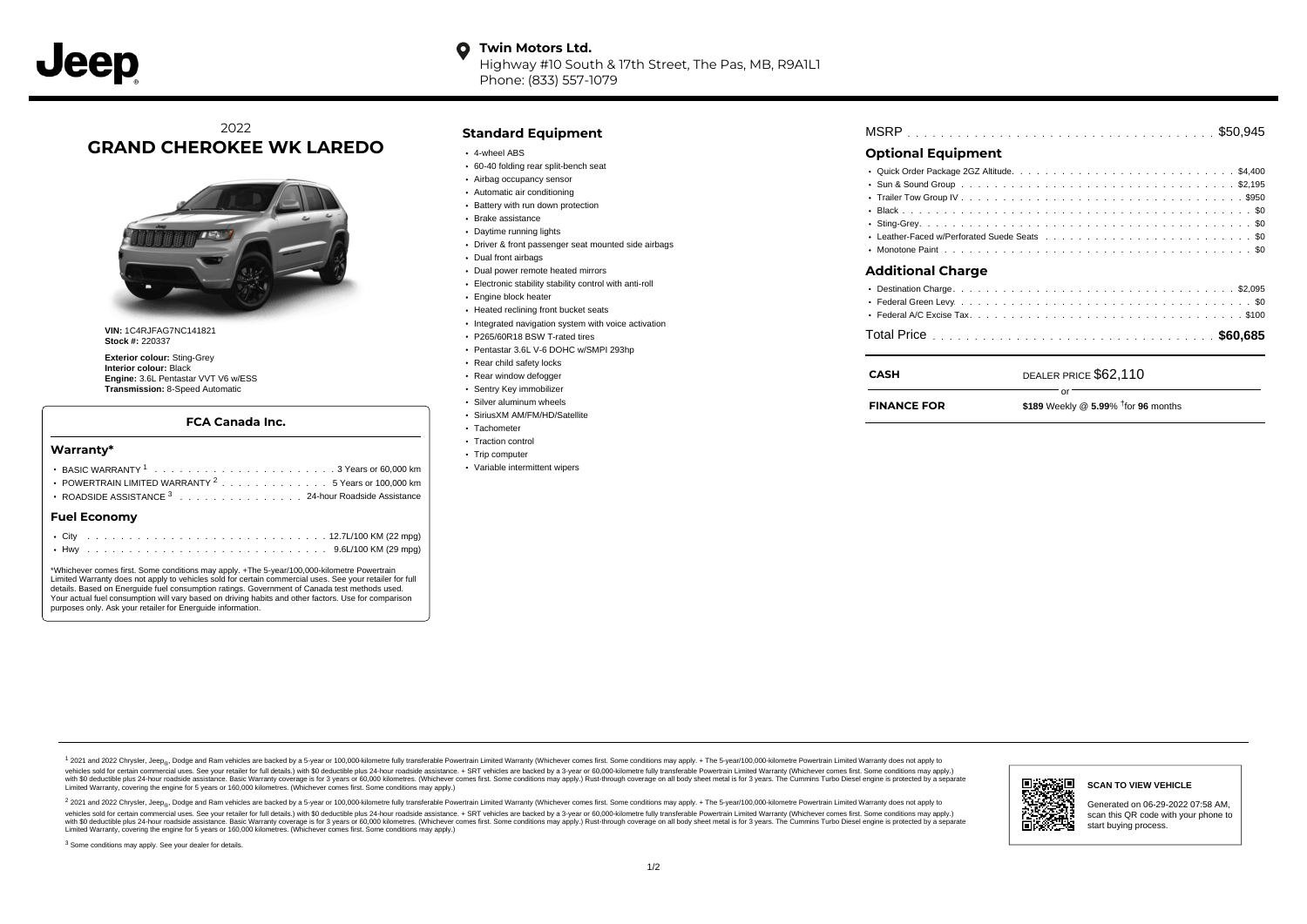**Twin Motors Ltd.**
Highway #10 South & 17th Street, The Pas, MB, R9A1L1
Phone: (833) 557-1079

2022
# GRAND CHEROKEE WK LAREDO

**VIN:** 1C4RJFAG7NC141821
**Stock #:** 220337

**Exterior colour:** Sting-Grey
**Interior colour:** Black
**Engine:** 3.6L Pentastar VVT V6 w/ESS
**Transmission:** 8-Speed Automatic

### FCA Canada Inc.

#### Warranty*

- BASIC WARRANTY [1] . . . . . 3 Years or 60,000 km
- POWERTRAIN LIMITED WARRANTY [2] . . . . . 5 Years or 100,000 km
- ROADSIDE ASSISTANCE [3] . . . . . 24-hour Roadside Assistance

#### Fuel Economy

- City . . . . . 12.7L/100 KM (22 mpg)
- Hwy . . . . . 9.6L/100 KM (29 mpg)

*Whichever comes first. Some conditions may apply. +The 5-year/100,000-kilometre Powertrain Limited Warranty does not apply to vehicles sold for certain commercial uses. See your retailer for full details. Based on Energuide fuel consumption ratings. Government of Canada test methods used. Your actual fuel consumption will vary based on driving habits and other factors. Use for comparison purposes only. Ask your retailer for Energuide information.

## Standard Equipment

- 4-wheel ABS
- 60-40 folding rear split-bench seat
- Airbag occupancy sensor
- Automatic air conditioning
- Battery with run down protection
- Brake assistance
- Daytime running lights
- Driver & front passenger seat mounted side airbags
- Dual front airbags
- Dual power remote heated mirrors
- Electronic stability stability control with anti-roll
- Engine block heater
- Heated reclining front bucket seats
- Integrated navigation system with voice activation
- P265/60R18 BSW T-rated tires
- Pentastar 3.6L V-6 DOHC w/SMPI 293hp
- Rear child safety locks
- Rear window defogger
- Sentry Key immobilizer
- Silver aluminum wheels
- SiriusXM AM/FM/HD/Satellite
- Tachometer
- Traction control
- Trip computer
- Variable intermittent wipers

MSRP . . . . . $50,945

## Optional Equipment

- Quick Order Package 2GZ Altitude. . . . . $4,400
- Sun & Sound Group . . . . . $2,195
- Trailer Tow Group IV . . . . . $950
- Black . . . . . $0
- Sting-Grey. . . . . $0
- Leather-Faced w/Perforated Suede Seats . . . . . $0
- Monotone Paint . . . . . $0

## Additional Charge

- Destination Charge. . . . . $2,095
- Federal Green Levy. . . . . $0
- Federal A/C Excise Tax. . . . . $100

Total Price . . . . . **$60,685**

| | |
|---|---|
| **CASH** | DEALER PRICE $62,110 |
| | or |
| **FINANCE FOR** | **$189** Weekly @ **5.99**% †for **96** months |

[1] 2021 and 2022 Chrysler, Jeep®, Dodge and Ram vehicles are backed by a 5-year or 100,000-kilometre fully transferable Powertrain Limited Warranty (Whichever comes first. Some conditions may apply. + The 5-year/100,000-kilometre Powertrain Limited Warranty does not apply to vehicles sold for certain commercial uses. See your retailer for full details.) with $0 deductible plus 24-hour roadside assistance. + SRT vehicles are backed by a 3-year or 60,000-kilometre fully transferable Powertrain Limited Warranty (Whichever comes first. Some conditions may apply.) with $0 deductible plus 24-hour roadside assistance. Basic Warranty coverage is for 3 years or 60,000 kilometres. (Whichever comes first. Some conditions may apply.) Rust-through coverage on all body sheet metal is for 3 years. The Cummins Turbo Diesel engine is protected by a separate Limited Warranty, covering the engine for 5 years or 160,000 kilometres. (Whichever comes first. Some conditions may apply.)

[2] 2021 and 2022 Chrysler, Jeep®, Dodge and Ram vehicles are backed by a 5-year or 100,000-kilometre fully transferable Powertrain Limited Warranty (Whichever comes first. Some conditions may apply. + The 5-year/100,000-kilometre Powertrain Limited Warranty does not apply to vehicles sold for certain commercial uses. See your retailer for full details.) with $0 deductible plus 24-hour roadside assistance. + SRT vehicles are backed by a 3-year or 60,000-kilometre fully transferable Powertrain Limited Warranty (Whichever comes first. Some conditions may apply.) with $0 deductible plus 24-hour roadside assistance. Basic Warranty coverage is for 3 years or 60,000 kilometres. (Whichever comes first. Some conditions may apply.) Rust-through coverage on all body sheet metal is for 3 years. The Cummins Turbo Diesel engine is protected by a separate Limited Warranty, covering the engine for 5 years or 160,000 kilometres. (Whichever comes first. Some conditions may apply.)

[3] Some conditions may apply. See your dealer for details.

**SCAN TO VIEW VEHICLE**

Generated on 06-29-2022 07:58 AM, scan this QR code with your phone to start buying process.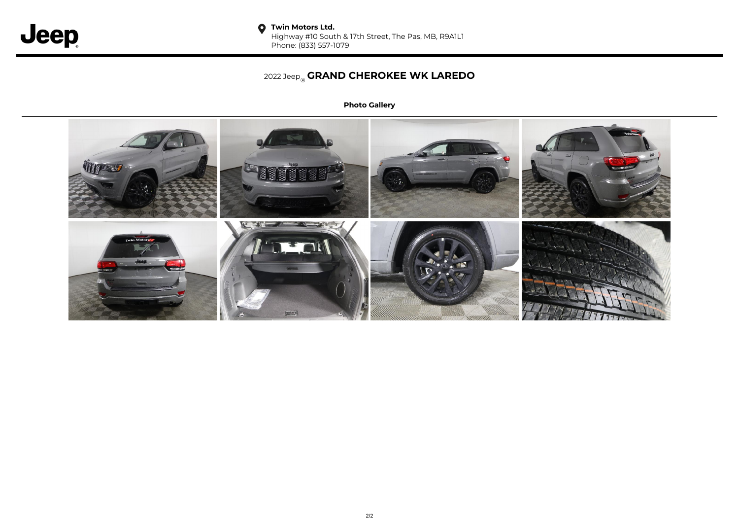Jeep®

**Twin Motors Ltd.**
Highway #10 South & 17th Street, The Pas, MB, R9A1L1
Phone: (833) 557-1079

# 2022 Jeep® GRAND CHEROKEE WK LAREDO

**Photo Gallery**